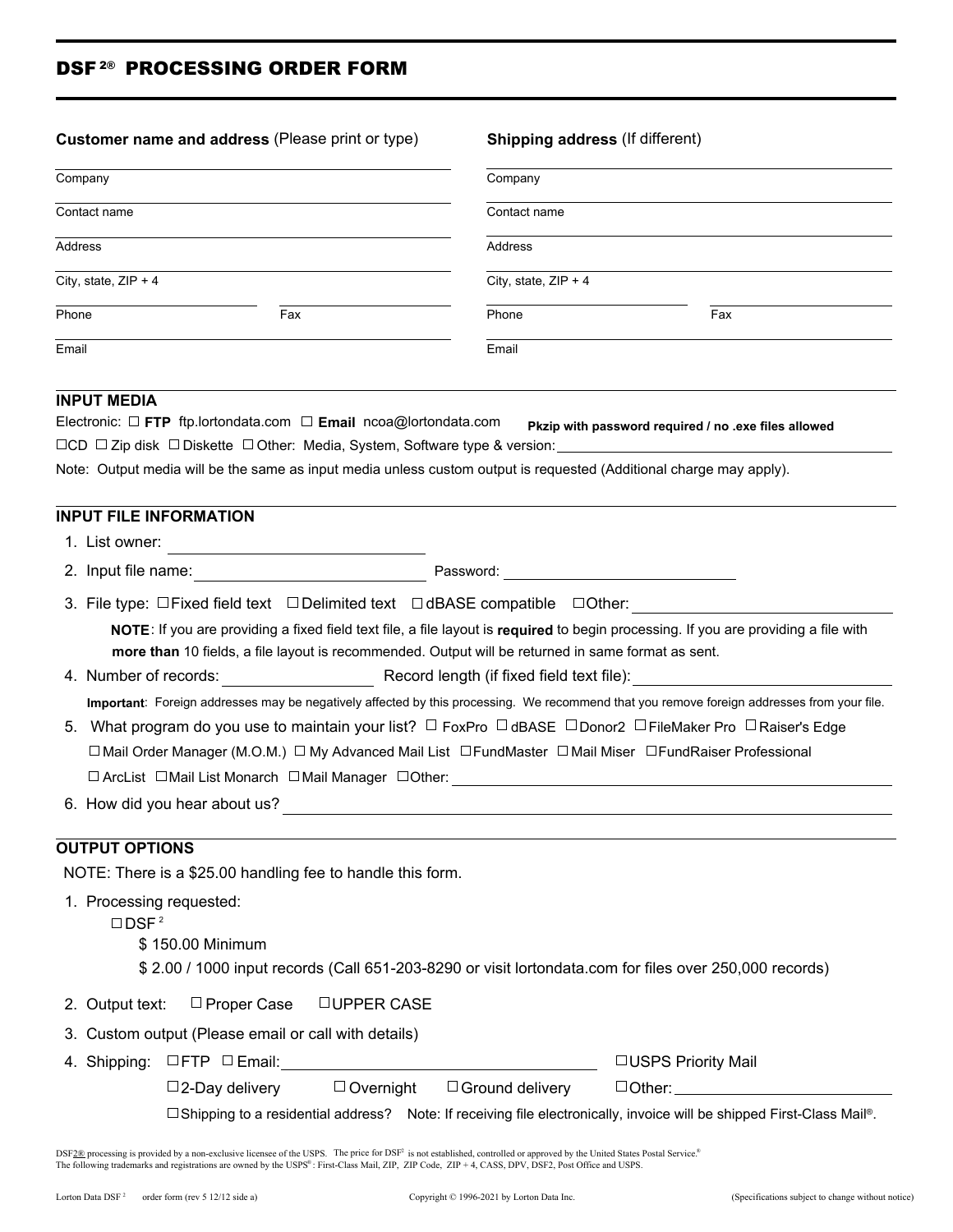# DSF[2]® PROCESSING ORDER FORM

**Customer name and address** (Please print or type)

Company

Contact name

Address

City, state, ZIP + 4

Phone | Fax

Email

**Shipping address** (If different)

Company

Contact name

Address

City, state, ZIP + 4

Phone | Fax

Email

## INPUT MEDIA

Electronic: ☐ **FTP** ftp.lortondata.com ☐ **Email** ncoa@lortondata.com **Pkzip with password required / no .exe files allowed**

☐CD ☐ Zip disk ☐ Diskette ☐ Other: Media, System, Software type & version: ______

Note: Output media will be the same as input media unless custom output is requested (Additional charge may apply).

## INPUT FILE INFORMATION

1. List owner: ______
2. Input file name: ______ Password: ______
3. File type: ☐Fixed field text ☐Delimited text ☐dBASE compatible ☐Other: ______

   **NOTE**: If you are providing a fixed field text file, a file layout is **required** to begin processing. If you are providing a file with **more than** 10 fields, a file layout is recommended. Output will be returned in same format as sent.
4. Number of records: ______ Record length (if fixed field text file): ______

   **Important**: Foreign addresses may be negatively affected by this processing. We recommend that you remove foreign addresses from your file.
5. What program do you use to maintain your list? ☐ FoxPro ☐dBASE ☐Donor2 ☐FileMaker Pro ☐Raiser's Edge ☐Mail Order Manager (M.O.M.) ☐ My Advanced Mail List ☐FundMaster ☐ Mail Miser ☐FundRaiser Professional ☐ ArcList ☐Mail List Monarch ☐Mail Manager ☐Other: ______
6. How did you hear about us? ______

## OUTPUT OPTIONS

NOTE: There is a $25.00 handling fee to handle this form.

1. Processing requested:

   ☐DSF[2]

   $ 150.00 Minimum

   $ 2.00 / 1000 input records (Call 651-203-8290 or visit lortondata.com for files over 250,000 records)
2. Output text: ☐ Proper Case ☐UPPER CASE
3. Custom output (Please email or call with details)
4. Shipping: ☐FTP ☐ Email: ______ ☐USPS Priority Mail

   ☐2-Day delivery ☐ Overnight ☐Ground delivery ☐Other: ______

   ☐Shipping to a residential address? Note: If receiving file electronically, invoice will be shipped First-Class Mail®.

DSF2® processing is provided by a non-exclusive licensee of the USPS. The price for DSF[2] is not established, controlled or approved by the United States Postal Service.®
The following trademarks and registrations are owned by the USPS®: First-Class Mail, ZIP, ZIP Code, ZIP + 4, CASS, DPV, DSF2, Post Office and USPS.

Lorton Data DSF[2] order form (rev 5 12/12 side a) Copyright © 1996-2021 by Lorton Data Inc. (Specifications subject to change without notice)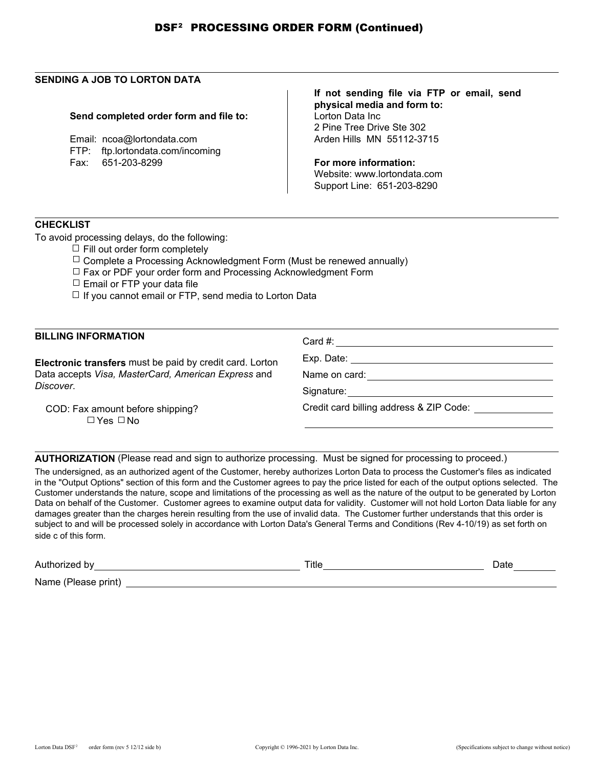# DSF$^2$ PROCESSING ORDER FORM (Continued)

## SENDING A JOB TO LORTON DATA

**Send completed order form and file to:**

Email: ncoa@lortondata.com
FTP: ftp.lortondata.com/incoming
Fax: 651-203-8299

**If not sending file via FTP or email, send physical media and form to:**
Lorton Data Inc
2 Pine Tree Drive Ste 302
Arden Hills MN 55112-3715

**For more information:**
Website: www.lortondata.com
Support Line: 651-203-8290

## CHECKLIST

To avoid processing delays, do the following:

- ☐ Fill out order form completely
- ☐ Complete a Processing Acknowledgment Form (Must be renewed annually)
- ☐ Fax or PDF your order form and Processing Acknowledgment Form
- ☐ Email or FTP your data file
- ☐ If you cannot email or FTP, send media to Lorton Data

## BILLING INFORMATION

**Electronic transfers** must be paid by credit card. Lorton Data accepts *Visa, MasterCard, American Express* and *Discover*.

COD: Fax amount before shipping?
☐ Yes ☐ No

Card #: ______________________________

Exp. Date: ______________________________

Name on card: ______________________________

Signature: ______________________________

Credit card billing address & ZIP Code: ______________

______________________________

## AUTHORIZATION (Please read and sign to authorize processing. Must be signed for processing to proceed.)

The undersigned, as an authorized agent of the Customer, hereby authorizes Lorton Data to process the Customer's files as indicated in the "Output Options" section of this form and the Customer agrees to pay the price listed for each of the output options selected. The Customer understands the nature, scope and limitations of the processing as well as the nature of the output to be generated by Lorton Data on behalf of the Customer. Customer agrees to examine output data for validity. Customer will not hold Lorton Data liable for any damages greater than the charges herein resulting from the use of invalid data. The Customer further understands that this order is subject to and will be processed solely in accordance with Lorton Data's General Terms and Conditions (Rev 4-10/19) as set forth on side c of this form.

Authorized by ______________________________ Title ______________________________ Date __________

Name (Please print) ______________________________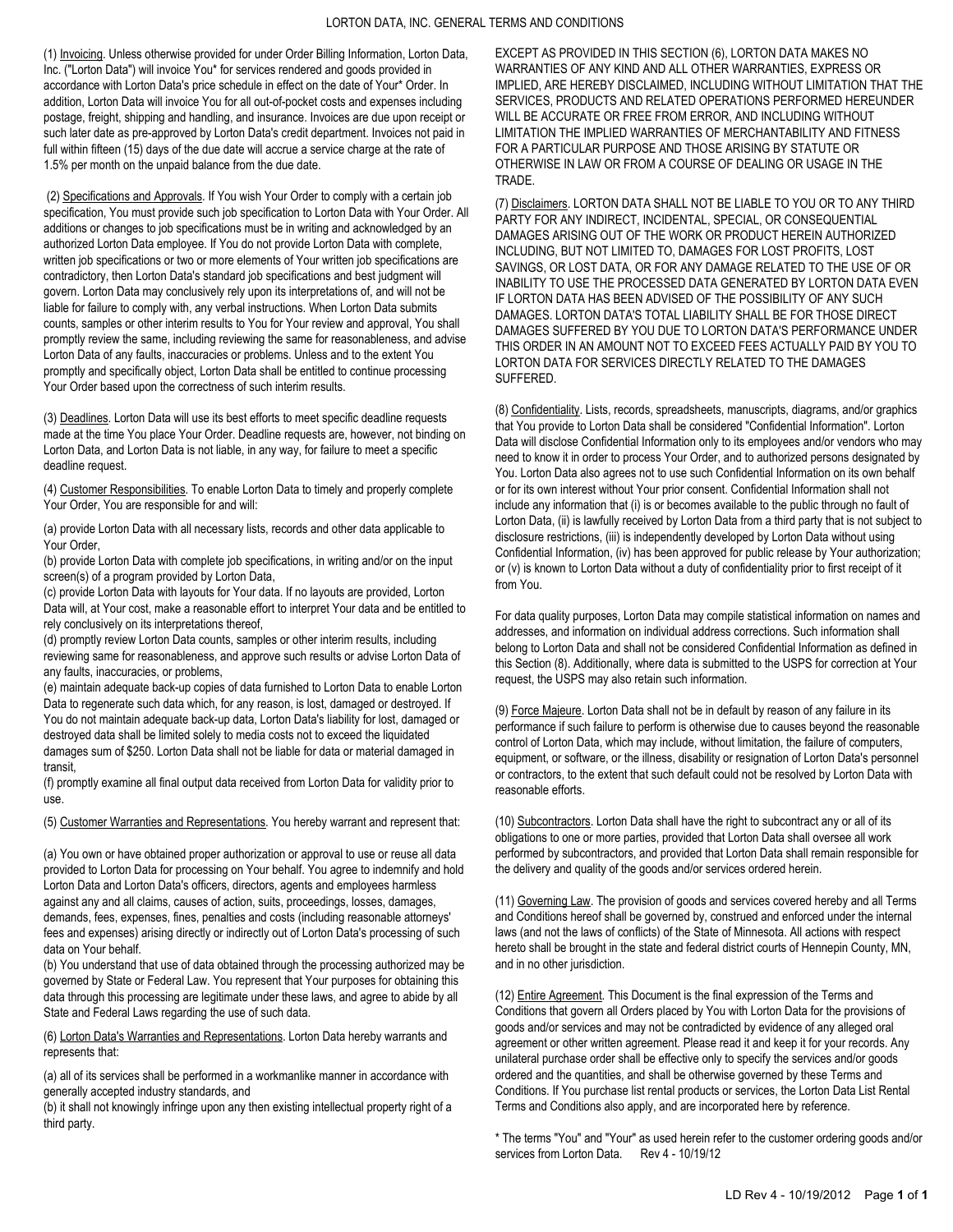# LORTON DATA, INC. GENERAL TERMS AND CONDITIONS

(1) Invoicing. Unless otherwise provided for under Order Billing Information, Lorton Data, Inc. ("Lorton Data") will invoice You* for services rendered and goods provided in accordance with Lorton Data's price schedule in effect on the date of Your* Order. In addition, Lorton Data will invoice You for all out-of-pocket costs and expenses including postage, freight, shipping and handling, and insurance. Invoices are due upon receipt or such later date as pre-approved by Lorton Data's credit department. Invoices not paid in full within fifteen (15) days of the due date will accrue a service charge at the rate of 1.5% per month on the unpaid balance from the due date.

(2) Specifications and Approvals. If You wish Your Order to comply with a certain job specification, You must provide such job specification to Lorton Data with Your Order. All additions or changes to job specifications must be in writing and acknowledged by an authorized Lorton Data employee. If You do not provide Lorton Data with complete, written job specifications or two or more elements of Your written job specifications are contradictory, then Lorton Data's standard job specifications and best judgment will govern. Lorton Data may conclusively rely upon its interpretations of, and will not be liable for failure to comply with, any verbal instructions. When Lorton Data submits counts, samples or other interim results to You for Your review and approval, You shall promptly review the same, including reviewing the same for reasonableness, and advise Lorton Data of any faults, inaccuracies or problems. Unless and to the extent You promptly and specifically object, Lorton Data shall be entitled to continue processing Your Order based upon the correctness of such interim results.

(3) Deadlines. Lorton Data will use its best efforts to meet specific deadline requests made at the time You place Your Order. Deadline requests are, however, not binding on Lorton Data, and Lorton Data is not liable, in any way, for failure to meet a specific deadline request.

(4) Customer Responsibilities. To enable Lorton Data to timely and properly complete Your Order, You are responsible for and will:

(a) provide Lorton Data with all necessary lists, records and other data applicable to Your Order,
(b) provide Lorton Data with complete job specifications, in writing and/or on the input screen(s) of a program provided by Lorton Data,
(c) provide Lorton Data with layouts for Your data. If no layouts are provided, Lorton Data will, at Your cost, make a reasonable effort to interpret Your data and be entitled to rely conclusively on its interpretations thereof,
(d) promptly review Lorton Data counts, samples or other interim results, including reviewing same for reasonableness, and approve such results or advise Lorton Data of any faults, inaccuracies, or problems,
(e) maintain adequate back-up copies of data furnished to Lorton Data to enable Lorton Data to regenerate such data which, for any reason, is lost, damaged or destroyed. If You do not maintain adequate back-up data, Lorton Data's liability for lost, damaged or destroyed data shall be limited solely to media costs not to exceed the liquidated damages sum of $250. Lorton Data shall not be liable for data or material damaged in transit,
(f) promptly examine all final output data received from Lorton Data for validity prior to use.

(5) Customer Warranties and Representations. You hereby warrant and represent that:

(a) You own or have obtained proper authorization or approval to use or reuse all data provided to Lorton Data for processing on Your behalf. You agree to indemnify and hold Lorton Data and Lorton Data's officers, directors, agents and employees harmless against any and all claims, causes of action, suits, proceedings, losses, damages, demands, fees, expenses, fines, penalties and costs (including reasonable attorneys' fees and expenses) arising directly or indirectly out of Lorton Data's processing of such data on Your behalf.
(b) You understand that use of data obtained through the processing authorized may be governed by State or Federal Law. You represent that Your purposes for obtaining this data through this processing are legitimate under these laws, and agree to abide by all State and Federal Laws regarding the use of such data.

(6) Lorton Data's Warranties and Representations. Lorton Data hereby warrants and represents that:

(a) all of its services shall be performed in a workmanlike manner in accordance with generally accepted industry standards, and
(b) it shall not knowingly infringe upon any then existing intellectual property right of a third party.

EXCEPT AS PROVIDED IN THIS SECTION (6), LORTON DATA MAKES NO WARRANTIES OF ANY KIND AND ALL OTHER WARRANTIES, EXPRESS OR IMPLIED, ARE HEREBY DISCLAIMED, INCLUDING WITHOUT LIMITATION THAT THE SERVICES, PRODUCTS AND RELATED OPERATIONS PERFORMED HEREUNDER WILL BE ACCURATE OR FREE FROM ERROR, AND INCLUDING WITHOUT LIMITATION THE IMPLIED WARRANTIES OF MERCHANTABILITY AND FITNESS FOR A PARTICULAR PURPOSE AND THOSE ARISING BY STATUTE OR OTHERWISE IN LAW OR FROM A COURSE OF DEALING OR USAGE IN THE TRADE.

(7) Disclaimers. LORTON DATA SHALL NOT BE LIABLE TO YOU OR TO ANY THIRD PARTY FOR ANY INDIRECT, INCIDENTAL, SPECIAL, OR CONSEQUENTIAL DAMAGES ARISING OUT OF THE WORK OR PRODUCT HEREIN AUTHORIZED INCLUDING, BUT NOT LIMITED TO, DAMAGES FOR LOST PROFITS, LOST SAVINGS, OR LOST DATA, OR FOR ANY DAMAGE RELATED TO THE USE OF OR INABILITY TO USE THE PROCESSED DATA GENERATED BY LORTON DATA EVEN IF LORTON DATA HAS BEEN ADVISED OF THE POSSIBILITY OF ANY SUCH DAMAGES. LORTON DATA'S TOTAL LIABILITY SHALL BE FOR THOSE DIRECT DAMAGES SUFFERED BY YOU DUE TO LORTON DATA'S PERFORMANCE UNDER THIS ORDER IN AN AMOUNT NOT TO EXCEED FEES ACTUALLY PAID BY YOU TO LORTON DATA FOR SERVICES DIRECTLY RELATED TO THE DAMAGES SUFFERED.

(8) Confidentiality. Lists, records, spreadsheets, manuscripts, diagrams, and/or graphics that You provide to Lorton Data shall be considered "Confidential Information". Lorton Data will disclose Confidential Information only to its employees and/or vendors who may need to know it in order to process Your Order, and to authorized persons designated by You. Lorton Data also agrees not to use such Confidential Information on its own behalf or for its own interest without Your prior consent. Confidential Information shall not include any information that (i) is or becomes available to the public through no fault of Lorton Data, (ii) is lawfully received by Lorton Data from a third party that is not subject to disclosure restrictions, (iii) is independently developed by Lorton Data without using Confidential Information, (iv) has been approved for public release by Your authorization; or (v) is known to Lorton Data without a duty of confidentiality prior to first receipt of it from You.

For data quality purposes, Lorton Data may compile statistical information on names and addresses, and information on individual address corrections. Such information shall belong to Lorton Data and shall not be considered Confidential Information as defined in this Section (8). Additionally, where data is submitted to the USPS for correction at Your request, the USPS may also retain such information.

(9) Force Majeure. Lorton Data shall not be in default by reason of any failure in its performance if such failure to perform is otherwise due to causes beyond the reasonable control of Lorton Data, which may include, without limitation, the failure of computers, equipment, or software, or the illness, disability or resignation of Lorton Data's personnel or contractors, to the extent that such default could not be resolved by Lorton Data with reasonable efforts.

(10) Subcontractors. Lorton Data shall have the right to subcontract any or all of its obligations to one or more parties, provided that Lorton Data shall oversee all work performed by subcontractors, and provided that Lorton Data shall remain responsible for the delivery and quality of the goods and/or services ordered herein.

(11) Governing Law. The provision of goods and services covered hereby and all Terms and Conditions hereof shall be governed by, construed and enforced under the internal laws (and not the laws of conflicts) of the State of Minnesota. All actions with respect hereto shall be brought in the state and federal district courts of Hennepin County, MN, and in no other jurisdiction.

(12) Entire Agreement. This Document is the final expression of the Terms and Conditions that govern all Orders placed by You with Lorton Data for the provisions of goods and/or services and may not be contradicted by evidence of any alleged oral agreement or other written agreement. Please read it and keep it for your records. Any unilateral purchase order shall be effective only to specify the services and/or goods ordered and the quantities, and shall be otherwise governed by these Terms and Conditions. If You purchase list rental products or services, the Lorton Data List Rental Terms and Conditions also apply, and are incorporated here by reference.

* The terms "You" and "Your" as used herein refer to the customer ordering goods and/or services from Lorton Data. Rev 4 - 10/19/12